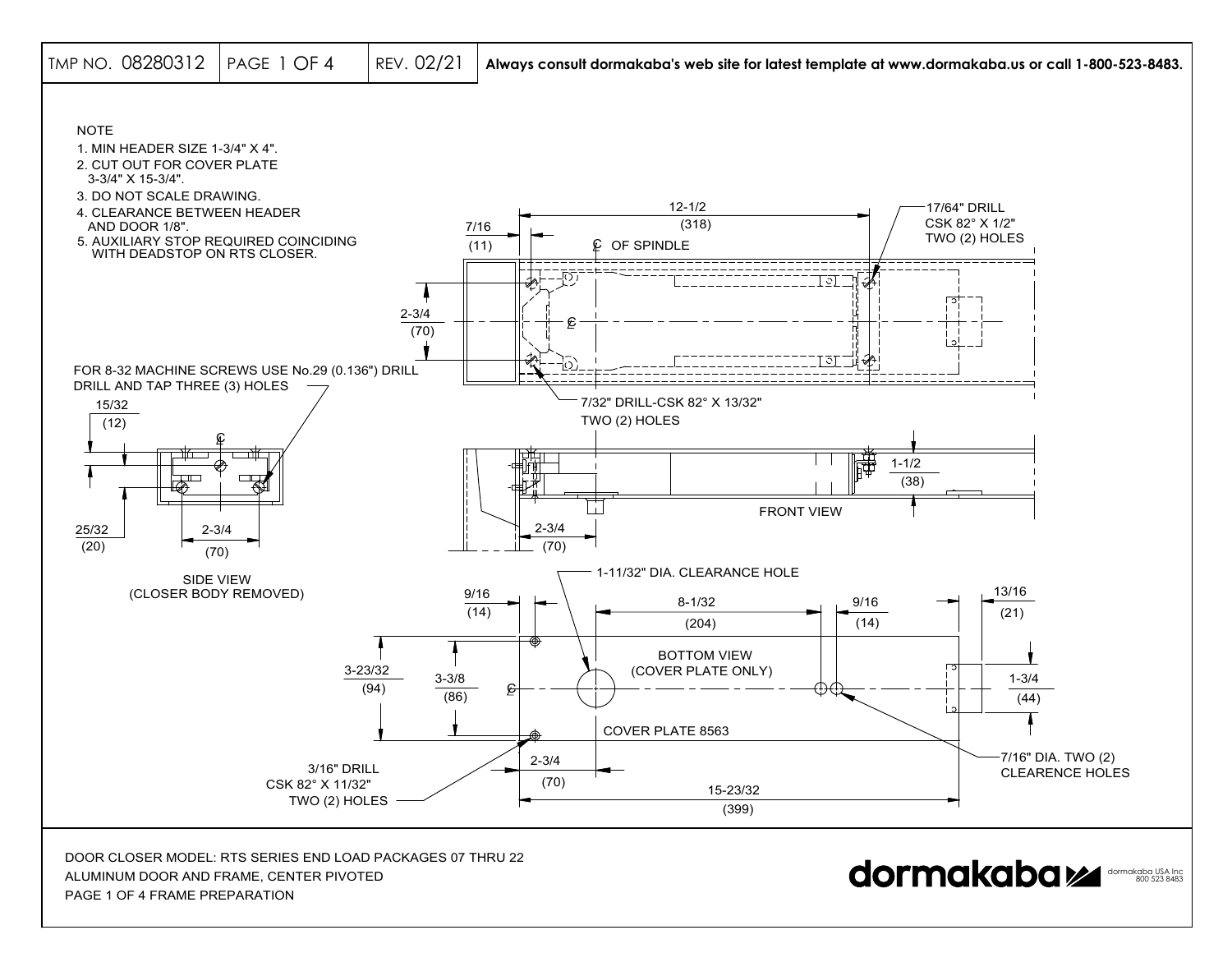TMP NO. 08280312 | PAGE 1 OF 4 | REV. 02/21 | **Always consult dormakaba's web site for latest template at www.dormakaba.us or call 1-800-523-8483.**

NOTE

1. MIN HEADER SIZE 1-3/4" X 4".
2. CUT OUT FOR COVER PLATE 3-3/4" X 15-3/4".
3. DO NOT SCALE DRAWING.
4. CLEARANCE BETWEEN HEADER AND DOOR 1/8".
5. AUXILIARY STOP REQUIRED COINCIDING WITH DEADSTOP ON RTS CLOSER.

12-1/2 (318)

7/16 (11)

℄ OF SPINDLE

17/64" DRILL CSK 82° X 1/2" TWO (2) HOLES

2-3/4 (70)

FOR 8-32 MACHINE SCREWS USE No.29 (0.136") DRILL DRILL AND TAP THREE (3) HOLES

7/32" DRILL-CSK 82° X 13/32" TWO (2) HOLES

15/32 (12)

1-1/2 (38)

25/32 (20)

2-3/4 (70)

2-3/4 (70)

FRONT VIEW

SIDE VIEW (CLOSER BODY REMOVED)

1-11/32" DIA. CLEARANCE HOLE

9/16 (14)

8-1/32 (204)

9/16 (14)

13/16 (21)

BOTTOM VIEW (COVER PLATE ONLY)

3-23/32 (94)

3-3/8 (86)

1-3/4 (44)

COVER PLATE 8563

3/16" DRILL CSK 82° X 11/32" TWO (2) HOLES

2-3/4 (70)

15-23/32 (399)

7/16" DIA. TWO (2) CLEARENCE HOLES

DOOR CLOSER MODEL: RTS SERIES END LOAD PACKAGES 07 THRU 22
ALUMINUM DOOR AND FRAME, CENTER PIVOTED
PAGE 1 OF 4 FRAME PREPARATION

dormakaba — dormakaba USA Inc 800 523 8483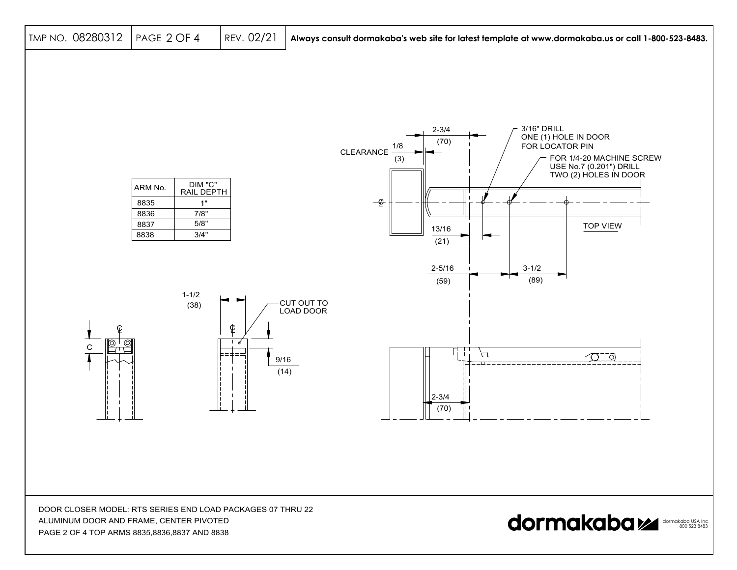| ARM No. | DIM "C" RAIL DEPTH |
| --- | --- |
| 8835 | 1" |
| 8836 | 7/8" |
| 8837 | 5/8" |
| 8838 | 3/4" |

2-3/4 (70)

CLEARANCE 1/8 (3)

3/16" DRILL ONE (1) HOLE IN DOOR FOR LOCATOR PIN

FOR 1/4-20 MACHINE SCREW USE No.7 (0.201") DRILL TWO (2) HOLES IN DOOR

TOP VIEW

13/16 (21)

2-5/16 (59)

3-1/2 (89)

1-1/2 (38)

CUT OUT TO LOAD DOOR

C

9/16 (14)

2-3/4 (70)

DOOR CLOSER MODEL: RTS SERIES END LOAD PACKAGES 07 THRU 22

ALUMINUM DOOR AND FRAME, CENTER PIVOTED

PAGE 2 OF 4 TOP ARMS 8835,8836,8837 AND 8838

dormakaba

dormakaba USA Inc 800 523 8483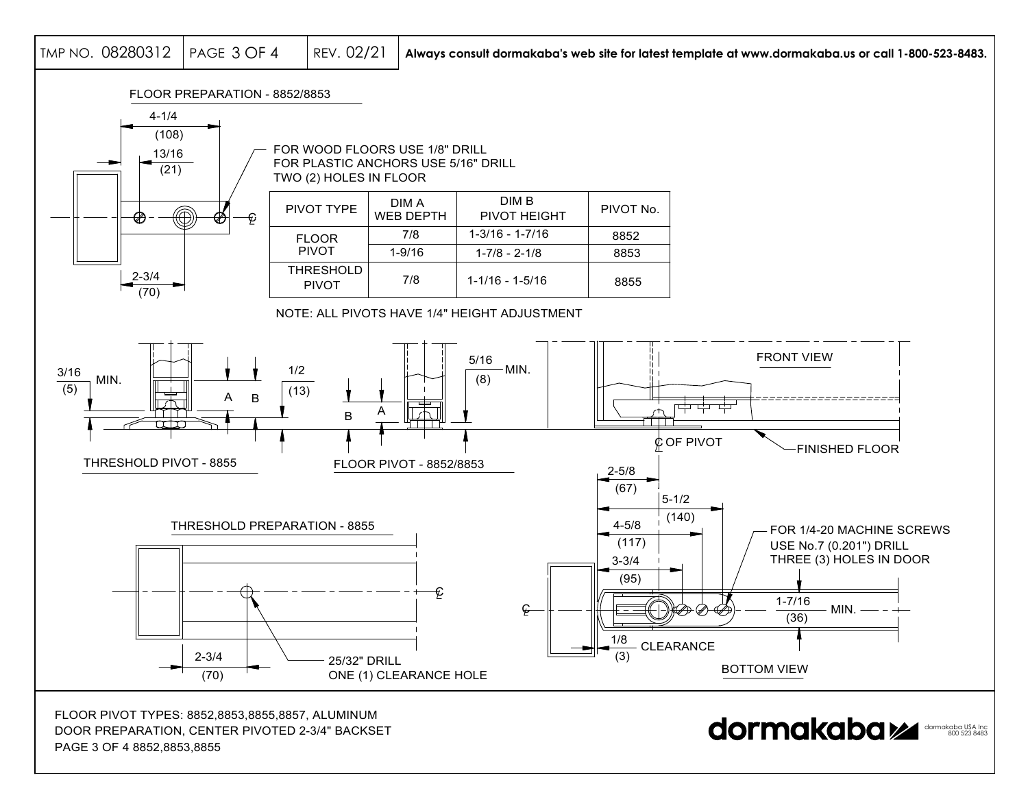## FLOOR PREPARATION - 8852/8853

4-1/4 (108)

13/16 (21)

2-3/4 (70)

FOR WOOD FLOORS USE 1/8" DRILL
FOR PLASTIC ANCHORS USE 5/16" DRILL
TWO (2) HOLES IN FLOOR

| PIVOT TYPE | DIM A WEB DEPTH | DIM B PIVOT HEIGHT | PIVOT No. |
|---|---|---|---|
| FLOOR PIVOT | 7/8 | 1-3/16 - 1-7/16 | 8852 |
| | 1-9/16 | 1-7/8 - 2-1/8 | 8853 |
| THRESHOLD PIVOT | 7/8 | 1-1/16 - 1-5/16 | 8855 |

NOTE: ALL PIVOTS HAVE 1/4" HEIGHT ADJUSTMENT

## THRESHOLD PIVOT - 8855

3/16 (5) MIN.

A B

1/2 (13)

## FLOOR PIVOT - 8852/8853

B A

5/16 (8) MIN.

## FRONT VIEW

℄ OF PIVOT

FINISHED FLOOR

## THRESHOLD PREPARATION - 8855

2-3/4 (70)

25/32" DRILL
ONE (1) CLEARANCE HOLE

## BOTTOM VIEW

2-5/8 (67)

5-1/2 (140)

4-5/8 (117)

3-3/4 (95)

FOR 1/4-20 MACHINE SCREWS
USE No.7 (0.201") DRILL
THREE (3) HOLES IN DOOR

1-7/16 (36) MIN.

1/8 (3) CLEARANCE

FLOOR PIVOT TYPES: 8852,8853,8855,8857, ALUMINUM
DOOR PREPARATION, CENTER PIVOTED 2-3/4" BACKSET
PAGE 3 OF 4 8852,8853,8855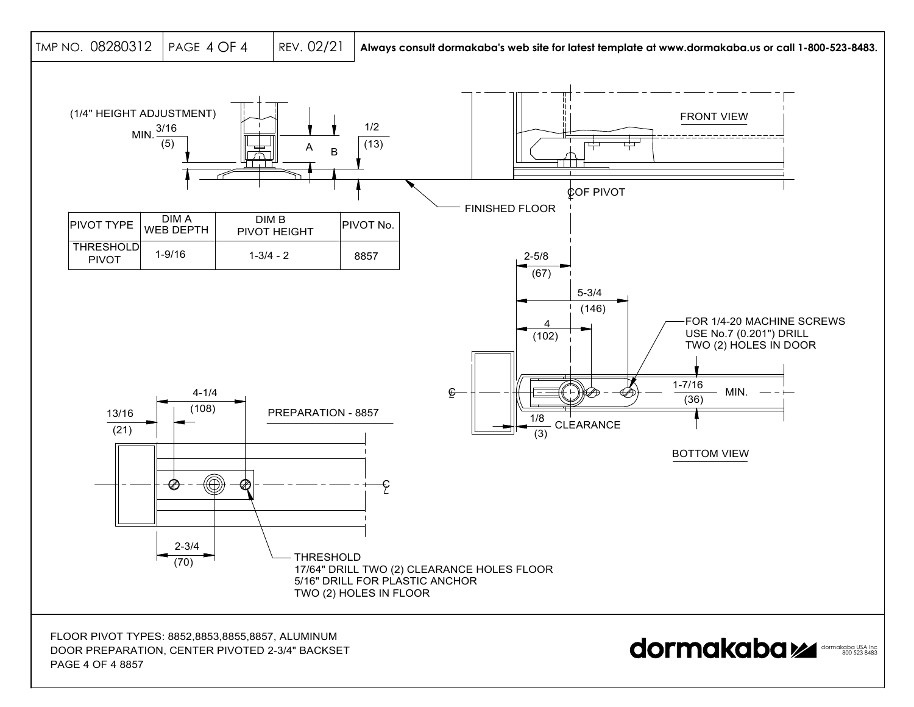TMP NO. 08280312 | PAGE 4 OF 4 | REV. 02/21

**Always consult dormakaba's web site for latest template at www.dormakaba.us or call 1-800-523-8483.**

(1/4" HEIGHT ADJUSTMENT)

MIN. 3/16 (5)

A

B

1/2 (13)

FRONT VIEW

FINISHED FLOOR

℄ OF PIVOT

| PIVOT TYPE | DIM A WEB DEPTH | DIM B PIVOT HEIGHT | PIVOT No. |
|---|---|---|---|
| THRESHOLD PIVOT | 1-9/16 | 1-3/4 - 2 | 8857 |

2-5/8 (67)

5-3/4 (146)

4 (102)

FOR 1/4-20 MACHINE SCREWS USE No.7 (0.201") DRILL TWO (2) HOLES IN DOOR

℄

1-7/16 (36) MIN.

1/8 (3) CLEARANCE

BOTTOM VIEW

4-1/4 (108)

13/16 (21)

PREPARATION - 8857

℄

2-3/4 (70)

THRESHOLD
17/64" DRILL TWO (2) CLEARANCE HOLES FLOOR
5/16" DRILL FOR PLASTIC ANCHOR
TWO (2) HOLES IN FLOOR

FLOOR PIVOT TYPES: 8852,8853,8855,8857, ALUMINUM
DOOR PREPARATION, CENTER PIVOTED 2-3/4" BACKSET
PAGE 4 OF 4 8857

dormakaba

dormakaba USA Inc
800 523 8483